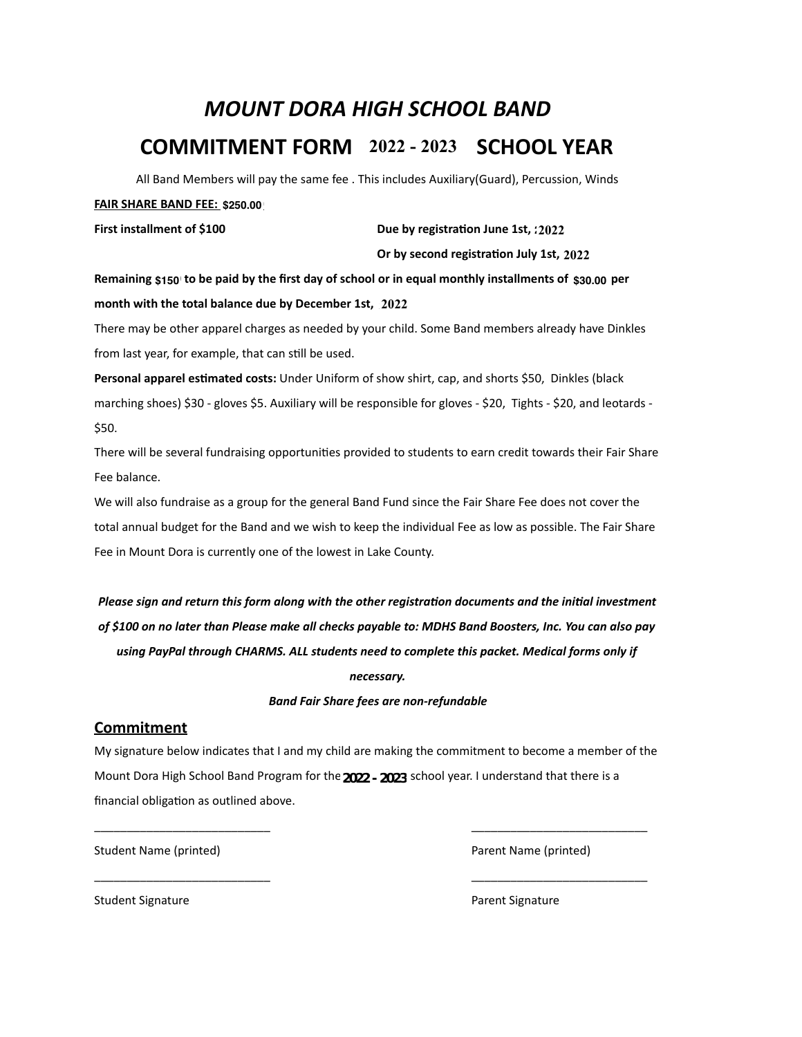# *MOUNT DORA HIGH SCHOOL BAND*

## COMMITMENT FORM 2022 - 2023 SCHOOL YEAR

All Band Members will pay the same fee . This includes Auxiliary(Guard), Percussion, Winds

**FAIR SHARE BAND FEE:** **$250.00**

**First installment of $100** **Due by registration June 1st, 2022**

**Or by second registration July 1st, 2022**

**Remaining $150 to be paid by the first day of school or in equal monthly installments of $30.00 per month with the total balance due by December 1st, 2022**

There may be other apparel charges as needed by your child. Some Band members already have Dinkles from last year, for example, that can still be used.

**Personal apparel estimated costs:** Under Uniform of show shirt, cap, and shorts $50, Dinkles (black marching shoes) $30 - gloves $5. Auxiliary will be responsible for gloves - $20, Tights - $20, and leotards - $50.

There will be several fundraising opportunities provided to students to earn credit towards their Fair Share Fee balance.

We will also fundraise as a group for the general Band Fund since the Fair Share Fee does not cover the total annual budget for the Band and we wish to keep the individual Fee as low as possible. The Fair Share Fee in Mount Dora is currently one of the lowest in Lake County.

***Please sign and return this form along with the other registration documents and the initial investment of $100 on no later than Please make all checks payable to: MDHS Band Boosters, Inc. You can also pay using PayPal through CHARMS. ALL students need to complete this packet. Medical forms only if necessary.***

***Band Fair Share fees are non-refundable***

## Commitment

My signature below indicates that I and my child are making the commitment to become a member of the Mount Dora High School Band Program for the **2022 - 2023** school year. I understand that there is a financial obligation as outlined above.

___________________________ ___________________________

Student Name (printed) Parent Name (printed)

___________________________ ___________________________

Student Signature Parent Signature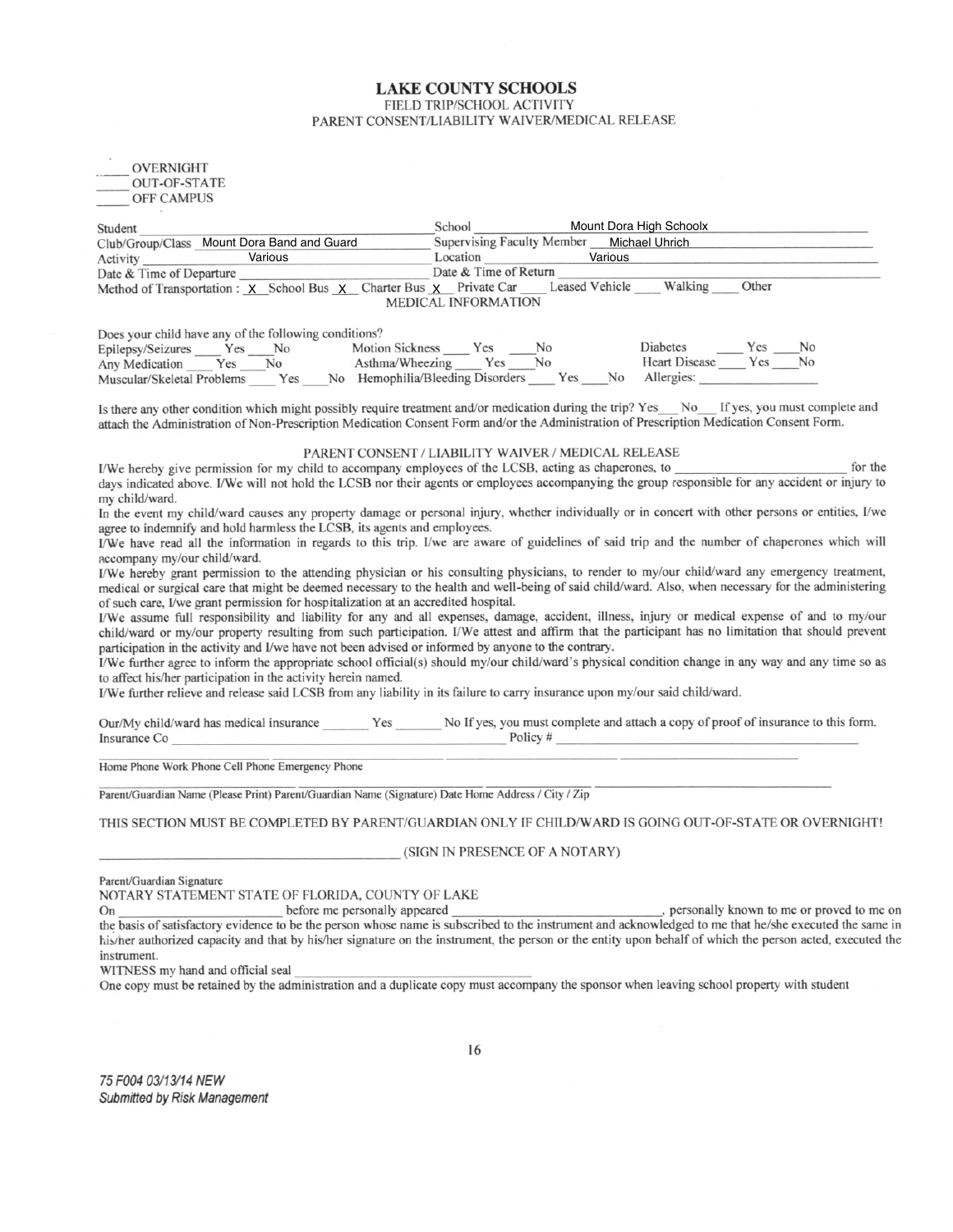# LAKE COUNTY SCHOOLS

FIELD TRIP/SCHOOL ACTIVITY

PARENT CONSENT/LIABILITY WAIVER/MEDICAL RELEASE

____ OVERNIGHT

____ OUT-OF-STATE

____ OFF CAMPUS

Student ______________________ School Mount Dora High Schoolx

Club/Group/Class Mount Dora Band and Guard Supervising Faculty Member Michael Uhrich

Activity Various Location Various

Date & Time of Departure ______________________ Date & Time of Return ______________________

Method of Transportation : X School Bus X Charter Bus X Private Car ____ Leased Vehicle ____ Walking ____ Other

## MEDICAL INFORMATION

Does your child have any of the following conditions?

Epilepsy/Seizures ____ Yes ____No Motion Sickness ____ Yes ____No Diabetes ____ Yes ____No

Any Medication ____ Yes ____ No Asthma/Wheezing ____ Yes ____No Heart Disease ____ Yes ____No

Muscular/Skeletal Problems ____ Yes ____No Hemophilia/Bleeding Disorders ____ Yes ____No Allergies: ______________

Is there any other condition which might possibly require treatment and/or medication during the trip? Yes___ No___ If yes, you must complete and attach the Administration of Non-Prescription Medication Consent Form and/or the Administration of Prescription Medication Consent Form.

## PARENT CONSENT / LIABILITY WAIVER / MEDICAL RELEASE

I/We hereby give permission for my child to accompany employees of the LCSB, acting as chaperones, to ______________________ for the days indicated above. I/We will not hold the LCSB nor their agents or employees accompanying the group responsible for any accident or injury to my child/ward.

In the event my child/ward causes any property damage or personal injury, whether individually or in concert with other persons or entities, I/we agree to indemnify and hold harmless the LCSB, its agents and employees.

I/We have read all the information in regards to this trip. I/we are aware of guidelines of said trip and the number of chaperones which will accompany my/our child/ward.

I/We hereby grant permission to the attending physician or his consulting physicians, to render to my/our child/ward any emergency treatment, medical or surgical care that might be deemed necessary to the health and well-being of said child/ward. Also, when necessary for the administering of such care, I/we grant permission for hospitalization at an accredited hospital.

I/We assume full responsibility and liability for any and all expenses, damage, accident, illness, injury or medical expense of and to my/our child/ward or my/our property resulting from such participation. I/We attest and affirm that the participant has no limitation that should prevent participation in the activity and I/we have not been advised or informed by anyone to the contrary.

I/We further agree to inform the appropriate school official(s) should my/our child/ward's physical condition change in any way and any time so as to affect his/her participation in the activity herein named.

I/We further relieve and release said LCSB from any liability in its failure to carry insurance upon my/our said child/ward.

Our/My child/ward has medical insurance _______ Yes _______ No If yes, you must complete and attach a copy of proof of insurance to this form.

Insurance Co ______________________ Policy # ______________________

Home Phone Work Phone Cell Phone Emergency Phone

Parent/Guardian Name (Please Print) Parent/Guardian Name (Signature) Date Home Address / City / Zip

THIS SECTION MUST BE COMPLETED BY PARENT/GUARDIAN ONLY IF CHILD/WARD IS GOING OUT-OF-STATE OR OVERNIGHT!

______________________ (SIGN IN PRESENCE OF A NOTARY)

Parent/Guardian Signature

NOTARY STATEMENT STATE OF FLORIDA, COUNTY OF LAKE

On ______________ before me personally appeared ______________________, personally known to me or proved to me on the basis of satisfactory evidence to be the person whose name is subscribed to the instrument and acknowledged to me that he/she executed the same in his/her authorized capacity and that by his/her signature on the instrument, the person or the entity upon behalf of which the person acted, executed the instrument.

WITNESS my hand and official seal ______________________

One copy must be retained by the administration and a duplicate copy must accompany the sponsor when leaving school property with student

*75 F004 03/13/14 NEW*

*Submitted by Risk Management*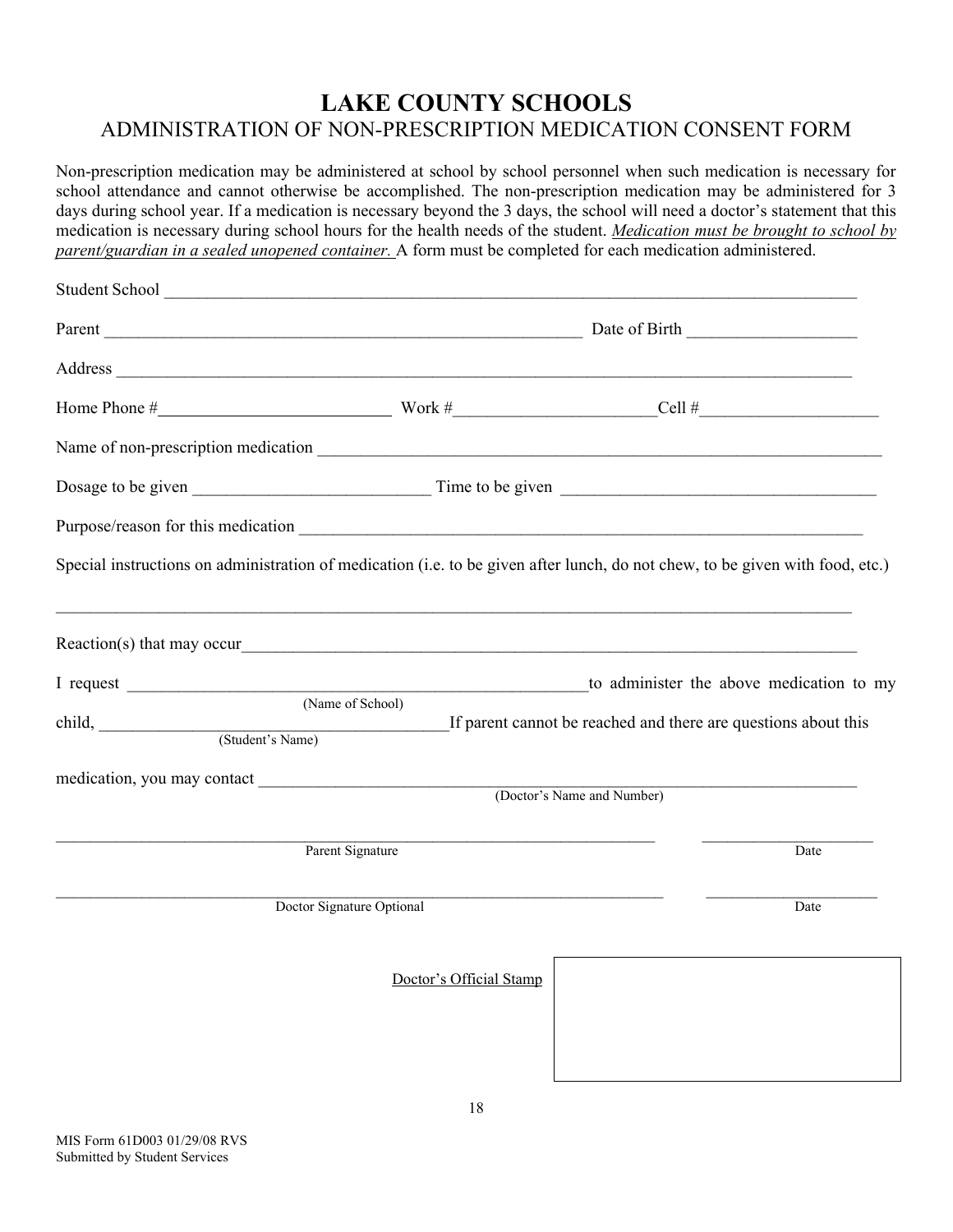# LAKE COUNTY SCHOOLS

## ADMINISTRATION OF NON-PRESCRIPTION MEDICATION CONSENT FORM

Non-prescription medication may be administered at school by school personnel when such medication is necessary for school attendance and cannot otherwise be accomplished. The non-prescription medication may be administered for 3 days during school year. If a medication is necessary beyond the 3 days, the school will need a doctor's statement that this medication is necessary during school hours for the health needs of the student. *Medication must be brought to school by parent/guardian in a sealed unopened container.* A form must be completed for each medication administered.

Student School ____________________________________________________________________________

Parent ____________________________________________________ Date of Birth __________________

Address _________________________________________________________________________________

Home Phone #_________________________ Work #______________________ Cell #___________________

Name of non-prescription medication ______________________________________________________________

Dosage to be given _________________________ Time to be given __________________________________

Purpose/reason for this medication ________________________________________________________________

Special instructions on administration of medication (i.e. to be given after lunch, do not chew, to be given with food, etc.)

_________________________________________________________________________________________

Reaction(s) that may occur_____________________________________________________________________

I request ___________________________________________________ to administer the above medication to my
(Name of School)

child, ____________________________________ If parent cannot be reached and there are questions about this
(Student's Name)

medication, you may contact ____________________________________________________________________
(Doctor's Name and Number)

__________________________________________________________________ ___________________
Parent Signature Date

__________________________________________________________________ ___________________
Doctor Signature Optional Date

Doctor's Official Stamp

MIS Form 61D003 01/29/08 RVS
Submitted by Student Services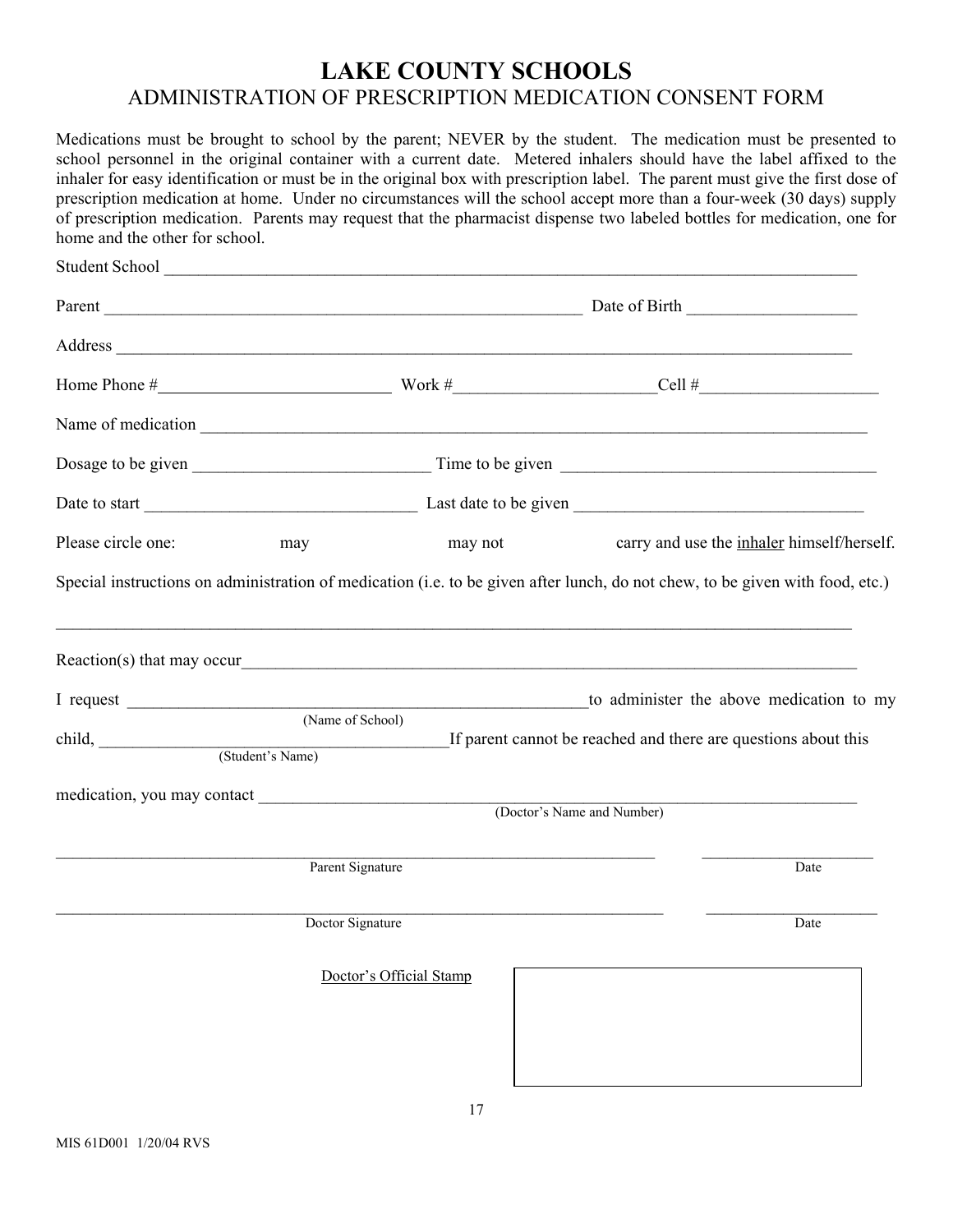# LAKE COUNTY SCHOOLS

## ADMINISTRATION OF PRESCRIPTION MEDICATION CONSENT FORM

Medications must be brought to school by the parent; NEVER by the student. The medication must be presented to school personnel in the original container with a current date. Metered inhalers should have the label affixed to the inhaler for easy identification or must be in the original box with prescription label. The parent must give the first dose of prescription medication at home. Under no circumstances will the school accept more than a four-week (30 days) supply of prescription medication. Parents may request that the pharmacist dispense two labeled bottles for medication, one for home and the other for school.

Student School ______________________________________________________________________________

Parent ___________________________________________________ Date of Birth _________________

Address ____________________________________________________________________________

Home Phone #_______________________ Work #____________________ Cell #__________________

Name of medication _________________________________________________________________

Dosage to be given _______________________ Time to be given _______________________________

Date to start ___________________________ Last date to be given ____________________________

Please circle one: may may not carry and use the <u>inhaler</u> himself/herself.

Special instructions on administration of medication (i.e. to be given after lunch, do not chew, to be given with food, etc.)

____________________________________________________________________________________

Reaction(s) that may occur_____________________________________________________________

I request _____________________________________________ to administer the above medication to my
(Name of School)

child, ___________________________________ If parent cannot be reached and there are questions about this
(Student's Name)

medication, you may contact ____________________________________________________________
(Doctor's Name and Number)

____________________________________________________________ __________________
Parent Signature Date

____________________________________________________________ __________________
Doctor Signature Date

<u>Doctor's Official Stamp</u>

MIS 61D001 1/20/04 RVS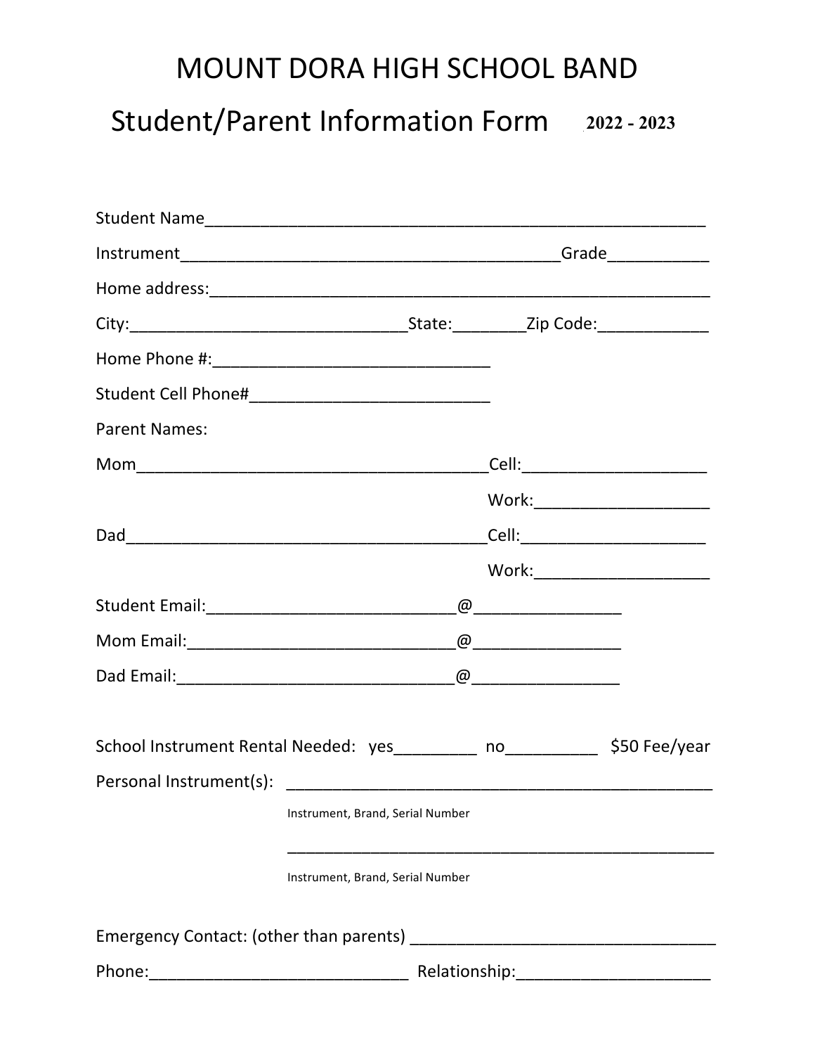# MOUNT DORA HIGH SCHOOL BAND

## Student/Parent Information Form 2022 - 2023

Student Name_______________________________________________________

Instrument_________________________________________Grade___________

Home address:______________________________________________________

City:_______________________________State:________Zip Code:____________

Home Phone #:______________________________

Student Cell Phone#__________________________

Parent Names:

Mom_______________________________________Cell:____________________

Work:___________________

Dad_______________________________________Cell:____________________

Work:___________________

Student Email:___________________________@________________

Mom Email:_____________________________@________________

Dad Email:______________________________@________________

School Instrument Rental Needed: yes_________ no__________ $50 Fee/year

Personal Instrument(s): _______________________________________________

Instrument, Brand, Serial Number

_______________________________________________

Instrument, Brand, Serial Number

Emergency Contact: (other than parents) __________________________________

Phone:____________________________ Relationship:_____________________